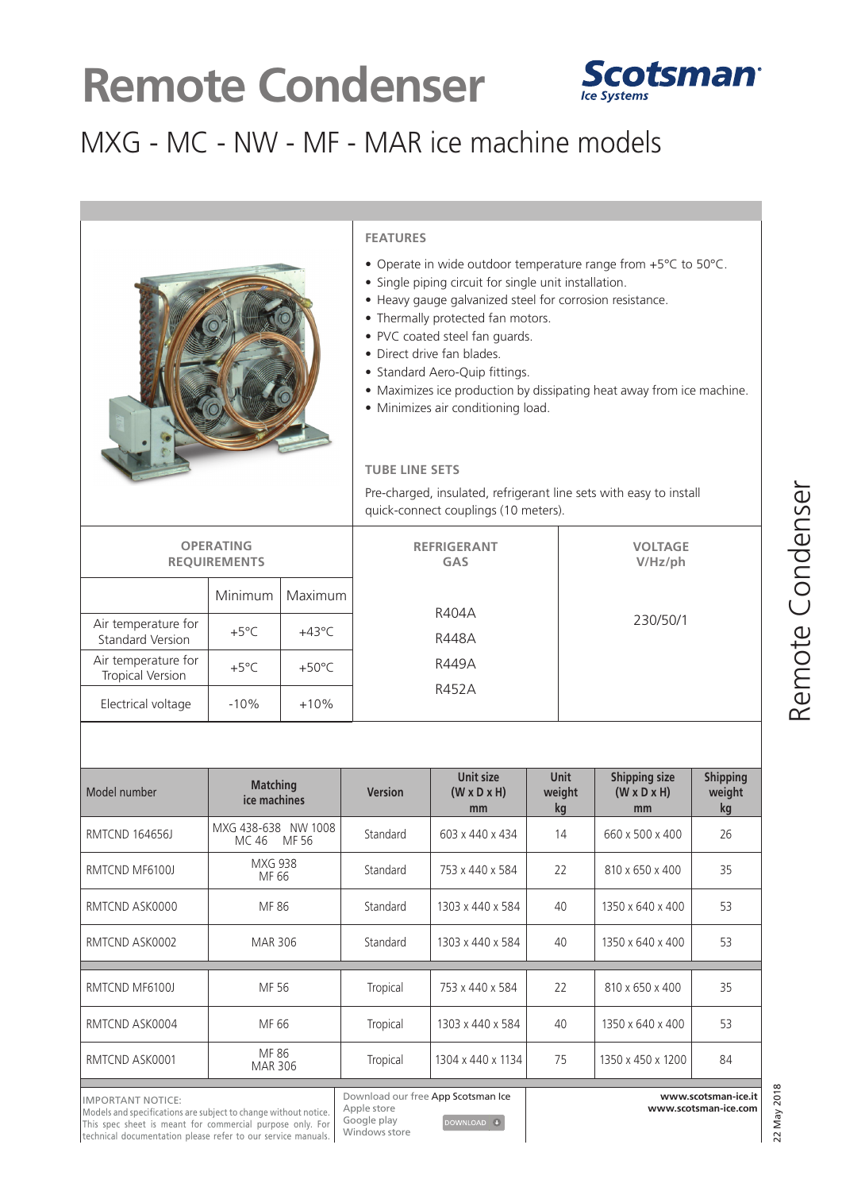# Remote Condenser

Scotsman Ice Systems

## MXG - MC - NW - MF - MAR ice machine models

### FEATURES

- Operate in wide outdoor temperature range from +5°C to 50°C.
- Single piping circuit for single unit installation.
- Heavy gauge galvanized steel for corrosion resistance.
- Thermally protected fan motors.
- PVC coated steel fan guards.
- Direct drive fan blades.
- Standard Aero-Quip fittings.
- Maximizes ice production by dissipating heat away from ice machine.
- Minimizes air conditioning load.

### TUBE LINE SETS

Pre-charged, insulated, refrigerant line sets with easy to install quick-connect couplings (10 meters).

| OPERATING REQUIREMENTS | | |
|---|---|---|
| | Minimum | Maximum |
| Air temperature for Standard Version | +5°C | +43°C |
| Air temperature for Tropical Version | +5°C | +50°C |
| Electrical voltage | -10% | +10% |

| REFRIGERANT GAS | VOLTAGE V/Hz/ph |
|---|---|
| R404A<br>R448A<br>R449A<br>R452A | 230/50/1 |

| Model number | Matching ice machines | Version | Unit size (W x D x H) mm | Unit weight kg | Shipping size (W x D x H) mm | Shipping weight kg |
|---|---|---|---|---|---|---|
| RMTCND 164656J | MXG 438-638 NW 1008 MC 46 MF 56 | Standard | 603 x 440 x 434 | 14 | 660 x 500 x 400 | 26 |
| RMTCND MF6100J | MXG 938 MF 66 | Standard | 753 x 440 x 584 | 22 | 810 x 650 x 400 | 35 |
| RMTCND ASK0000 | MF 86 | Standard | 1303 x 440 x 584 | 40 | 1350 x 640 x 400 | 53 |
| RMTCND ASK0002 | MAR 306 | Standard | 1303 x 440 x 584 | 40 | 1350 x 640 x 400 | 53 |
| RMTCND MF6100J | MF 56 | Tropical | 753 x 440 x 584 | 22 | 810 x 650 x 400 | 35 |
| RMTCND ASK0004 | MF 66 | Tropical | 1303 x 440 x 584 | 40 | 1350 x 640 x 400 | 53 |
| RMTCND ASK0001 | MF 86 MAR 306 | Tropical | 1304 x 440 x 1134 | 75 | 1350 x 450 x 1200 | 84 |

IMPORTANT NOTICE:
Models and specifications are subject to change without notice. This spec sheet is meant for commercial purpose only. For technical documentation please refer to our service manuals.

Download our free App Scotsman Ice
Apple store
Google play
Windows store
DOWNLOAD

www.scotsman-ice.it
www.scotsman-ice.com

22 May 2018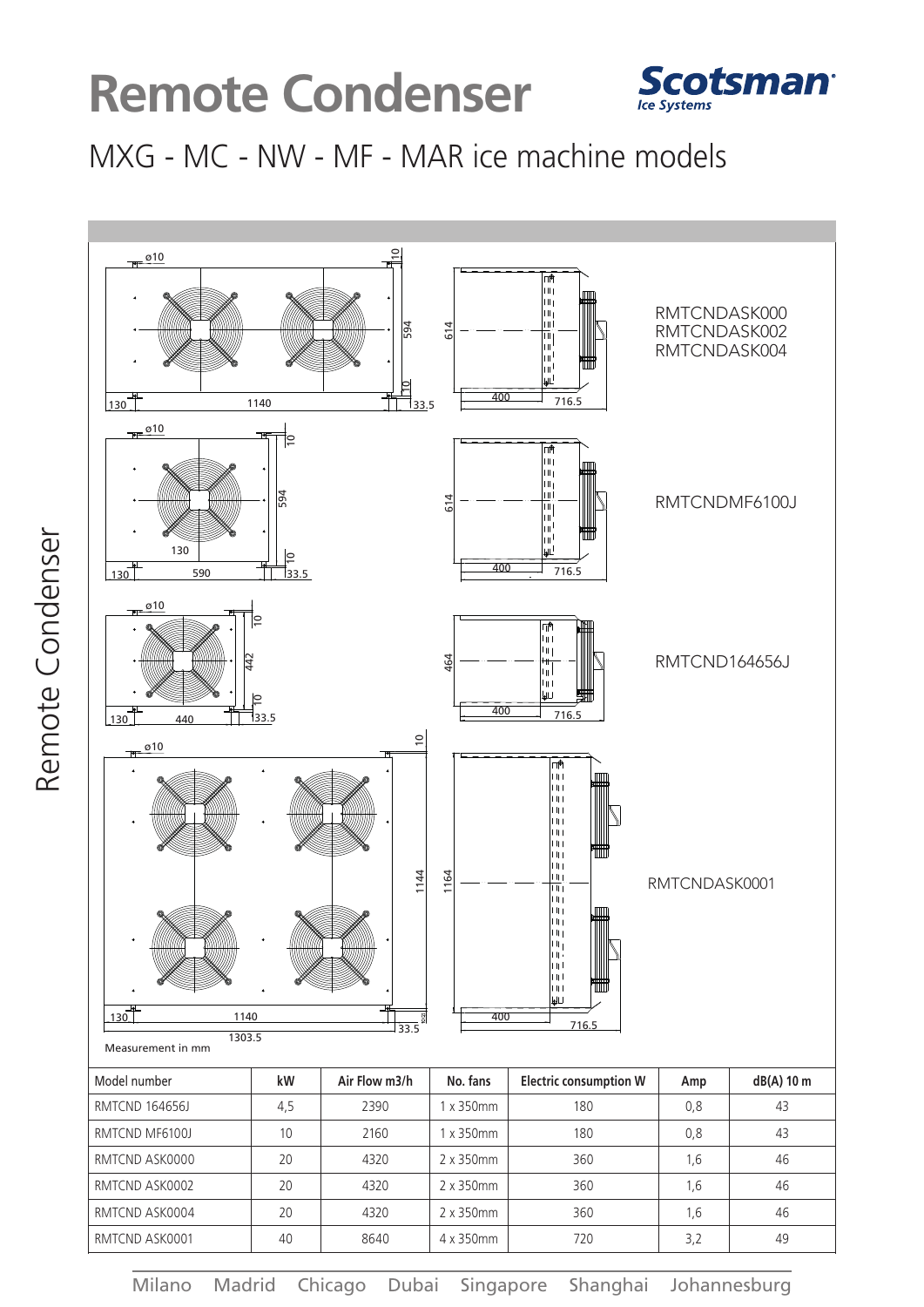# Remote Condenser

## MXG - MC - NW - MF - MAR ice machine models

ø10

1140

130

594

10

10

33.5

614

400

716.5

RMTCNDASK000
RMTCNDASK002
RMTCNDASK004

ø10

590

130

594

10

10

33.5

614

400

716.5

RMTCNDMF6100J

ø10

440

130

442

10

10

33.5

464

400

716.5

RMTCND164656J

ø10

1140

130

1303.5

1144

10

33.5

1164

400

716.5

RMTCNDASK0001

Measurement in mm

| Model number | kW | Air Flow m3/h | No. fans | Electric consumption W | Amp | dB(A) 10 m |
|---|---|---|---|---|---|---|
| RMTCND 164656J | 4,5 | 2390 | 1 x 350mm | 180 | 0,8 | 43 |
| RMTCND MF6100J | 10 | 2160 | 1 x 350mm | 180 | 0,8 | 43 |
| RMTCND ASK0000 | 20 | 4320 | 2 x 350mm | 360 | 1,6 | 46 |
| RMTCND ASK0002 | 20 | 4320 | 2 x 350mm | 360 | 1,6 | 46 |
| RMTCND ASK0004 | 20 | 4320 | 2 x 350mm | 360 | 1,6 | 46 |
| RMTCND ASK0001 | 40 | 8640 | 4 x 350mm | 720 | 3,2 | 49 |